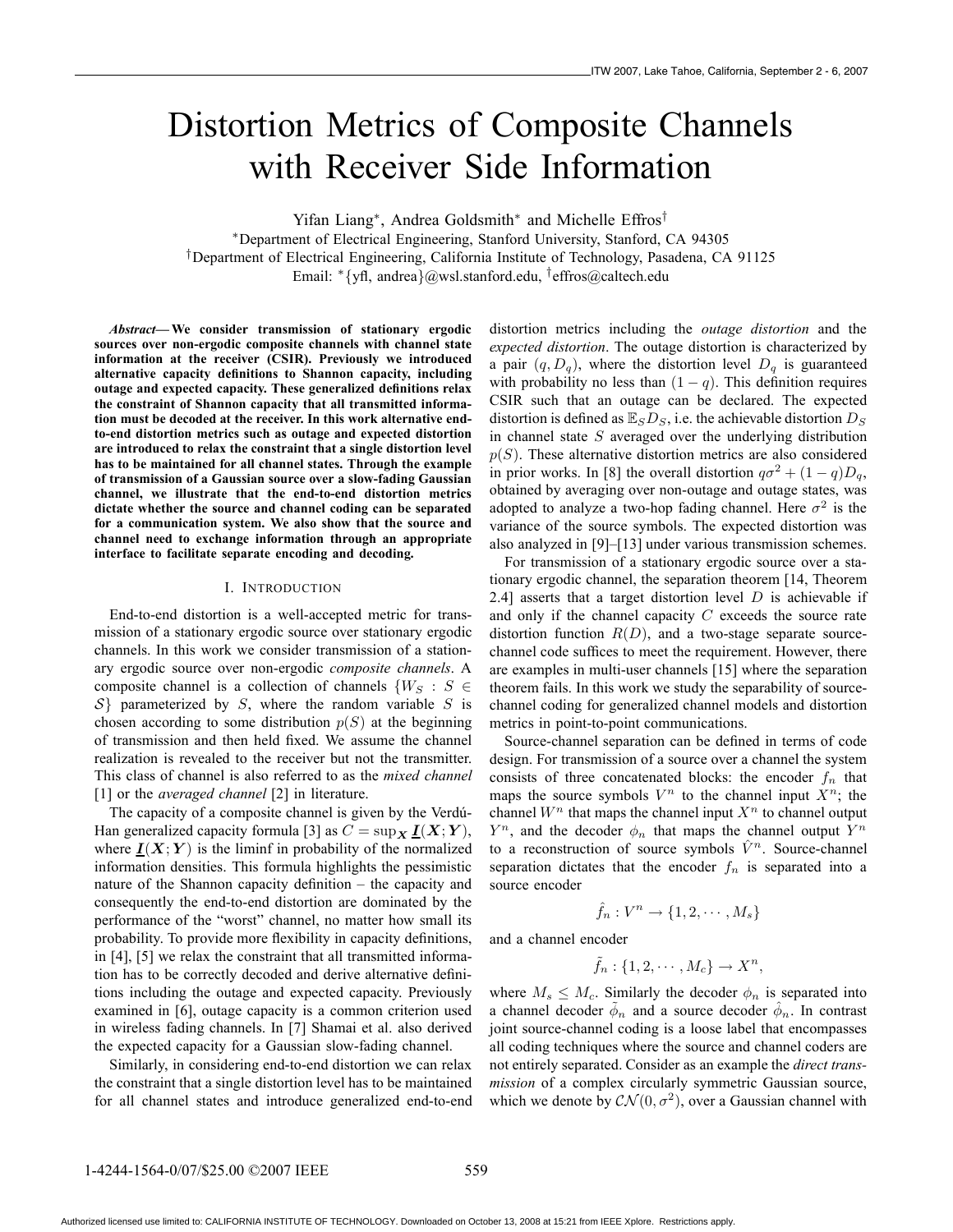# Distortion Metrics of Composite Channels with Receiver Side Information

Yifan Liang*, Andrea Goldsmith* and Michelle Effros†

*Department of Electrical Engineering, Stanford University, Stanford, CA 94305

†Department of Electrical Engineering, California Institute of Technology, Pasadena, CA 91125

Email: *{yfl, andrea}@wsl.stanford.edu, †effros@caltech.edu

***Abstract*— We consider transmission of stationary ergodic sources over non-ergodic composite channels with channel state information at the receiver (CSIR). Previously we introduced alternative capacity definitions to Shannon capacity, including outage and expected capacity. These generalized definitions relax the constraint of Shannon capacity that all transmitted information must be decoded at the receiver. In this work alternative end-to-end distortion metrics such as outage and expected distortion are introduced to relax the constraint that a single distortion level has to be maintained for all channel states. Through the example of transmission of a Gaussian source over a slow-fading Gaussian channel, we illustrate that the end-to-end distortion metrics dictate whether the source and channel coding can be separated for a communication system. We also show that the source and channel need to exchange information through an appropriate interface to facilitate separate encoding and decoding.**

## I. Introduction

End-to-end distortion is a well-accepted metric for transmission of a stationary ergodic source over stationary ergodic channels. In this work we consider transmission of a stationary ergodic source over non-ergodic *composite channels*. A composite channel is a collection of channels $\{W_S : S \in \mathcal{S}\}$ parameterized by $S$, where the random variable $S$ is chosen according to some distribution $p(S)$ at the beginning of transmission and then held fixed. We assume the channel realization is revealed to the receiver but not the transmitter. This class of channel is also referred to as the *mixed channel* [1] or the *averaged channel* [2] in literature.

The capacity of a composite channel is given by the Verdú-Han generalized capacity formula [3] as $C = \sup_{\boldsymbol{X}} \underline{\boldsymbol{I}}(\boldsymbol{X};\boldsymbol{Y})$, where $\underline{\boldsymbol{I}}(\boldsymbol{X};\boldsymbol{Y})$ is the liminf in probability of the normalized information densities. This formula highlights the pessimistic nature of the Shannon capacity definition – the capacity and consequently the end-to-end distortion are dominated by the performance of the "worst" channel, no matter how small its probability. To provide more flexibility in capacity definitions, in [4], [5] we relax the constraint that all transmitted information has to be correctly decoded and derive alternative definitions including the outage and expected capacity. Previously examined in [6], outage capacity is a common criterion used in wireless fading channels. In [7] Shamai et al. also derived the expected capacity for a Gaussian slow-fading channel.

Similarly, in considering end-to-end distortion we can relax the constraint that a single distortion level has to be maintained for all channel states and introduce generalized end-to-end distortion metrics including the *outage distortion* and the *expected distortion*. The outage distortion is characterized by a pair $(q, D_q)$, where the distortion level $D_q$ is guaranteed with probability no less than $(1-q)$. This definition requires CSIR such that an outage can be declared. The expected distortion is defined as $\mathbb{E}_S D_S$, i.e. the achievable distortion $D_S$ in channel state $S$ averaged over the underlying distribution $p(S)$. These alternative distortion metrics are also considered in prior works. In [8] the overall distortion $q\sigma^2 + (1-q)D_q$, obtained by averaging over non-outage and outage states, was adopted to analyze a two-hop fading channel. Here $\sigma^2$ is the variance of the source symbols. The expected distortion was also analyzed in [9]–[13] under various transmission schemes.

For transmission of a stationary ergodic source over a stationary ergodic channel, the separation theorem [14, Theorem 2.4] asserts that a target distortion level $D$ is achievable if and only if the channel capacity $C$ exceeds the source rate distortion function $R(D)$, and a two-stage separate source-channel code suffices to meet the requirement. However, there are examples in multi-user channels [15] where the separation theorem fails. In this work we study the separability of source-channel coding for generalized channel models and distortion metrics in point-to-point communications.

Source-channel separation can be defined in terms of code design. For transmission of a source over a channel the system consists of three concatenated blocks: the encoder $f_n$ that maps the source symbols $V^n$ to the channel input $X^n$; the channel $W^n$ that maps the channel input $X^n$ to channel output $Y^n$, and the decoder $\phi_n$ that maps the channel output $Y^n$ to a reconstruction of source symbols $\hat{V}^n$. Source-channel separation dictates that the encoder $f_n$ is separated into a source encoder

$$\hat{f}_n : V^n \to \{1, 2, \cdots, M_s\}$$

and a channel encoder

$$\tilde{f}_n : \{1, 2, \cdots, M_c\} \to X^n,$$

where $M_s \leq M_c$. Similarly the decoder $\phi_n$ is separated into a channel decoder $\tilde{\phi}_n$ and a source decoder $\hat{\phi}_n$. In contrast joint source-channel coding is a loose label that encompasses all coding techniques where the source and channel coders are not entirely separated. Consider as an example the *direct transmission* of a complex circularly symmetric Gaussian source, which we denote by $\mathcal{CN}(0, \sigma^2)$, over a Gaussian channel with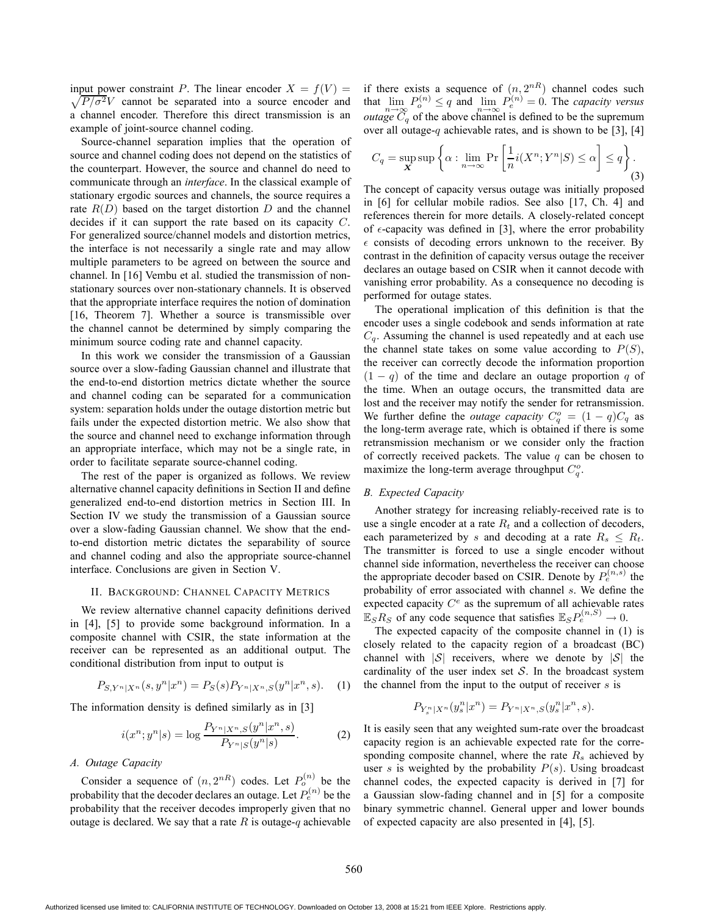input power constraint $P$. The linear encoder $X = f(V) = \sqrt{P/\sigma^2}V$ cannot be separated into a source encoder and a channel encoder. Therefore this direct transmission is an example of joint-source channel coding.

Source-channel separation implies that the operation of source and channel coding does not depend on the statistics of the counterpart. However, the source and channel do need to communicate through an *interface*. In the classical example of stationary ergodic sources and channels, the source requires a rate $R(D)$ based on the target distortion $D$ and the channel decides if it can support the rate based on its capacity $C$. For generalized source/channel models and distortion metrics, the interface is not necessarily a single rate and may allow multiple parameters to be agreed on between the source and channel. In [16] Vembu et al. studied the transmission of non-stationary sources over non-stationary channels. It is observed that the appropriate interface requires the notion of domination [16, Theorem 7]. Whether a source is transmissible over the channel cannot be determined by simply comparing the minimum source coding rate and channel capacity.

In this work we consider the transmission of a Gaussian source over a slow-fading Gaussian channel and illustrate that the end-to-end distortion metrics dictate whether the source and channel coding can be separated for a communication system: separation holds under the outage distortion metric but fails under the expected distortion metric. We also show that the source and channel need to exchange information through an appropriate interface, which may not be a single rate, in order to facilitate separate source-channel coding.

The rest of the paper is organized as follows. We review alternative channel capacity definitions in Section II and define generalized end-to-end distortion metrics in Section III. In Section IV we study the transmission of a Gaussian source over a slow-fading Gaussian channel. We show that the end-to-end distortion metric dictates the separability of source and channel coding and also the appropriate source-channel interface. Conclusions are given in Section V.

## II. Background: Channel Capacity Metrics

We review alternative channel capacity definitions derived in [4], [5] to provide some background information. In a composite channel with CSIR, the state information at the receiver can be represented as an additional output. The conditional distribution from input to output is

$$P_{S,Y^n|X^n}(s, y^n|x^n) = P_S(s)P_{Y^n|X^n,S}(y^n|x^n, s). \quad (1)$$

The information density is defined similarly as in [3]

$$i(x^n; y^n|s) = \log \frac{P_{Y^n|X^n,S}(y^n|x^n, s)}{P_{Y^n|S}(y^n|s)}. \quad (2)$$

### A. Outage Capacity

Consider a sequence of $(n, 2^{nR})$ codes. Let $P_o^{(n)}$ be the probability that the decoder declares an outage. Let $P_e^{(n)}$ be the probability that the receiver decodes improperly given that no outage is declared. We say that a rate $R$ is outage-$q$ achievable if there exists a sequence of $(n, 2^{nR})$ channel codes such that $\lim_{n\to\infty} P_o^{(n)} \leq q$ and $\lim_{n\to\infty} P_e^{(n)} = 0$. The *capacity versus outage* $C_q$ of the above channel is defined to be the supremum over all outage-$q$ achievable rates, and is shown to be [3], [4]

$$C_q = \sup_{\boldsymbol{X}} \sup \left\{ \alpha : \lim_{n\to\infty} \Pr\left[ \frac{1}{n} i(X^n; Y^n|S) \leq \alpha \right] \leq q \right\}. \quad (3)$$

The concept of capacity versus outage was initially proposed in [6] for cellular mobile radios. See also [17, Ch. 4] and references therein for more details. A closely-related concept of $\epsilon$-capacity was defined in [3], where the error probability $\epsilon$ consists of decoding errors unknown to the receiver. By contrast in the definition of capacity versus outage the receiver declares an outage based on CSIR when it cannot decode with vanishing error probability. As a consequence no decoding is performed for outage states.

The operational implication of this definition is that the encoder uses a single codebook and sends information at rate $C_q$. Assuming the channel is used repeatedly and at each use the channel state takes on some value according to $P(S)$, the receiver can correctly decode the information proportion $(1 - q)$ of the time and declare an outage proportion $q$ of the time. When an outage occurs, the transmitted data are lost and the receiver may notify the sender for retransmission. We further define the *outage capacity* $C_q^o = (1 - q)C_q$ as the long-term average rate, which is obtained if there is some retransmission mechanism or we consider only the fraction of correctly received packets. The value $q$ can be chosen to maximize the long-term average throughput $C_q^o$.

### B. Expected Capacity

Another strategy for increasing reliably-received rate is to use a single encoder at a rate $R_t$ and a collection of decoders, each parameterized by $s$ and decoding at a rate $R_s \leq R_t$. The transmitter is forced to use a single encoder without channel side information, nevertheless the receiver can choose the appropriate decoder based on CSIR. Denote by $P_e^{(n,s)}$ the probability of error associated with channel $s$. We define the expected capacity $C^e$ as the supremum of all achievable rates $\mathbb{E}_S R_S$ of any code sequence that satisfies $\mathbb{E}_S P_e^{(n,S)} \to 0$.

The expected capacity of the composite channel in (1) is closely related to the capacity region of a broadcast (BC) channel with $|\mathcal{S}|$ receivers, where we denote by $|\mathcal{S}|$ the cardinality of the user index set $\mathcal{S}$. In the broadcast system the channel from the input to the output of receiver $s$ is

$$P_{Y_s^n|X^n}(y_s^n|x^n) = P_{Y^n|X^n,S}(y_s^n|x^n, s).$$

It is easily seen that any weighted sum-rate over the broadcast capacity region is an achievable expected rate for the corresponding composite channel, where the rate $R_s$ achieved by user $s$ is weighted by the probability $P(s)$. Using broadcast channel codes, the expected capacity is derived in [7] for a Gaussian slow-fading channel and in [5] for a composite binary symmetric channel. General upper and lower bounds of expected capacity are also presented in [4], [5].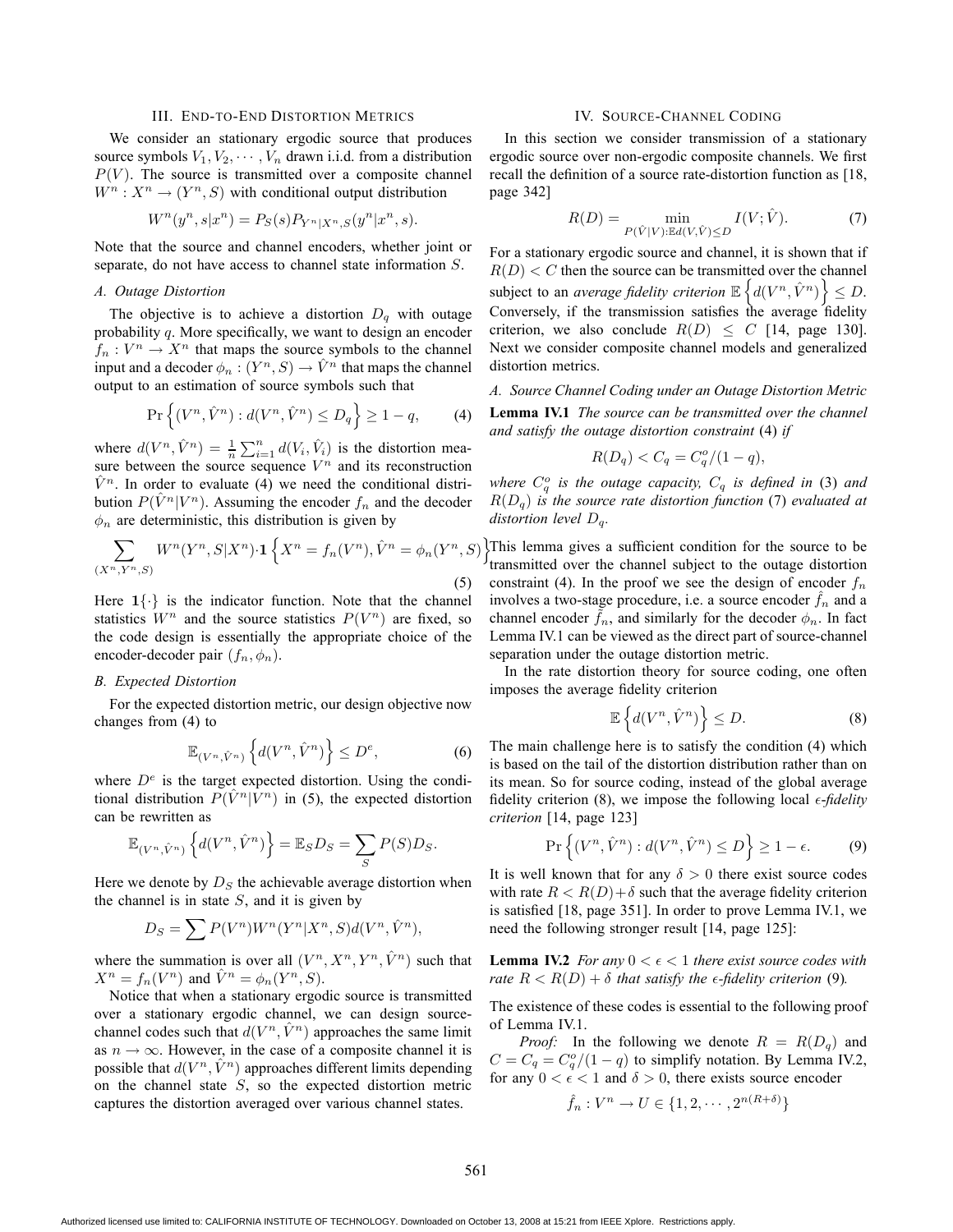## III. End-to-End Distortion Metrics

We consider an stationary ergodic source that produces source symbols $V_1, V_2, \cdots, V_n$ drawn i.i.d. from a distribution $P(V)$. The source is transmitted over a composite channel $W^n : X^n \to (Y^n, S)$ with conditional output distribution

$$W^n(y^n, s|x^n) = P_S(s) P_{Y^n|X^n,S}(y^n|x^n, s).$$

Note that the source and channel encoders, whether joint or separate, do not have access to channel state information $S$.

### A. Outage Distortion

The objective is to achieve a distortion $D_q$ with outage probability $q$. More specifically, we want to design an encoder $f_n : V^n \to X^n$ that maps the source symbols to the channel input and a decoder $\phi_n : (Y^n, S) \to \hat{V}^n$ that maps the channel output to an estimation of source symbols such that

$$\Pr\left\{(V^n, \hat{V}^n) : d(V^n, \hat{V}^n) \le D_q\right\} \ge 1 - q, \tag{4}$$

where $d(V^n, \hat{V}^n) = \frac{1}{n}\sum_{i=1}^n d(V_i, \hat{V}_i)$ is the distortion measure between the source sequence $V^n$ and its reconstruction $\hat{V}^n$. In order to evaluate (4) we need the conditional distribution $P(\hat{V}^n|V^n)$. Assuming the encoder $f_n$ and the decoder $\phi_n$ are deterministic, this distribution is given by

$$\sum_{(X^n,Y^n,S)} W^n(Y^n, S|X^n) \cdot \mathbf{1}\left\{X^n = f_n(V^n), \hat{V}^n = \phi_n(Y^n, S)\right\} \tag{5}$$

Here $\mathbf{1}\{\cdot\}$ is the indicator function. Note that the channel statistics $W^n$ and the source statistics $P(V^n)$ are fixed, so the code design is essentially the appropriate choice of the encoder-decoder pair $(f_n, \phi_n)$.

### B. Expected Distortion

For the expected distortion metric, our design objective now changes from (4) to

$$\mathbb{E}_{(V^n,\hat{V}^n)}\left\{d(V^n, \hat{V}^n)\right\} \le D^e, \tag{6}$$

where $D^e$ is the target expected distortion. Using the conditional distribution $P(\hat{V}^n|V^n)$ in (5), the expected distortion can be rewritten as

$$\mathbb{E}_{(V^n,\hat{V}^n)}\left\{d(V^n, \hat{V}^n)\right\} = \mathbb{E}_S D_S = \sum_S P(S) D_S.$$

Here we denote by $D_S$ the achievable average distortion when the channel is in state $S$, and it is given by

$$D_S = \sum P(V^n) W^n(Y^n|X^n, S) d(V^n, \hat{V}^n),$$

where the summation is over all $(V^n, X^n, Y^n, \hat{V}^n)$ such that $X^n = f_n(V^n)$ and $\hat{V}^n = \phi_n(Y^n, S)$.

Notice that when a stationary ergodic source is transmitted over a stationary ergodic channel, we can design source-channel codes such that $d(V^n, \hat{V}^n)$ approaches the same limit as $n \to \infty$. However, in the case of a composite channel it is possible that $d(V^n, \hat{V}^n)$ approaches different limits depending on the channel state $S$, so the expected distortion metric captures the distortion averaged over various channel states.

## IV. Source-Channel Coding

In this section we consider transmission of a stationary ergodic source over non-ergodic composite channels. We first recall the definition of a source rate-distortion function as [18, page 342]

$$R(D) = \min_{P(\hat{V}|V) : \mathbb{E}d(V,\hat{V}) \le D} I(V; \hat{V}). \tag{7}$$

For a stationary ergodic source and channel, it is shown that if $R(D) < C$ then the source can be transmitted over the channel subject to an *average fidelity criterion* $\mathbb{E}\left\{d(V^n, \hat{V}^n)\right\} \le D$. Conversely, if the transmission satisfies the average fidelity criterion, we also conclude $R(D) \le C$ [14, page 130]. Next we consider composite channel models and generalized distortion metrics.

### A. Source Channel Coding under an Outage Distortion Metric

**Lemma IV.1** *The source can be transmitted over the channel and satisfy the outage distortion constraint* (4) *if*

$$R(D_q) < C_q = C_q^o/(1 - q),$$

*where $C_q^o$ is the outage capacity, $C_q$ is defined in* (3) *and $R(D_q)$ is the source rate distortion function* (7) *evaluated at distortion level $D_q$.*

This lemma gives a sufficient condition for the source to be transmitted over the channel subject to the outage distortion constraint (4). In the proof we see the design of encoder $f_n$ involves a two-stage procedure, i.e. a source encoder $\hat{f}_n$ and a channel encoder $\tilde{f}_n$, and similarly for the decoder $\phi_n$. In fact Lemma IV.1 can be viewed as the direct part of source-channel separation under the outage distortion metric.

In the rate distortion theory for source coding, one often imposes the average fidelity criterion

$$\mathbb{E}\left\{d(V^n, \hat{V}^n)\right\} \le D. \tag{8}$$

The main challenge here is to satisfy the condition (4) which is based on the tail of the distortion distribution rather than on its mean. So for source coding, instead of the global average fidelity criterion (8), we impose the following local *$\epsilon$-fidelity criterion* [14, page 123]

$$\Pr\left\{(V^n, \hat{V}^n) : d(V^n, \hat{V}^n) \le D\right\} \ge 1 - \epsilon. \tag{9}$$

It is well known that for any $\delta > 0$ there exist source codes with rate $R < R(D) + \delta$ such that the average fidelity criterion is satisfied [18, page 351]. In order to prove Lemma IV.1, we need the following stronger result [14, page 125]:

**Lemma IV.2** *For any $0 < \epsilon < 1$ there exist source codes with rate $R < R(D) + \delta$ that satisfy the $\epsilon$-fidelity criterion* (9)*.*

The existence of these codes is essential to the following proof of Lemma IV.1.

*Proof:* In the following we denote $R = R(D_q)$ and $C = C_q = C_q^o/(1 - q)$ to simplify notation. By Lemma IV.2, for any $0 < \epsilon < 1$ and $\delta > 0$, there exists source encoder

$$\hat{f}_n : V^n \to U \in \{1, 2, \cdots, 2^{n(R+\delta)}\}$$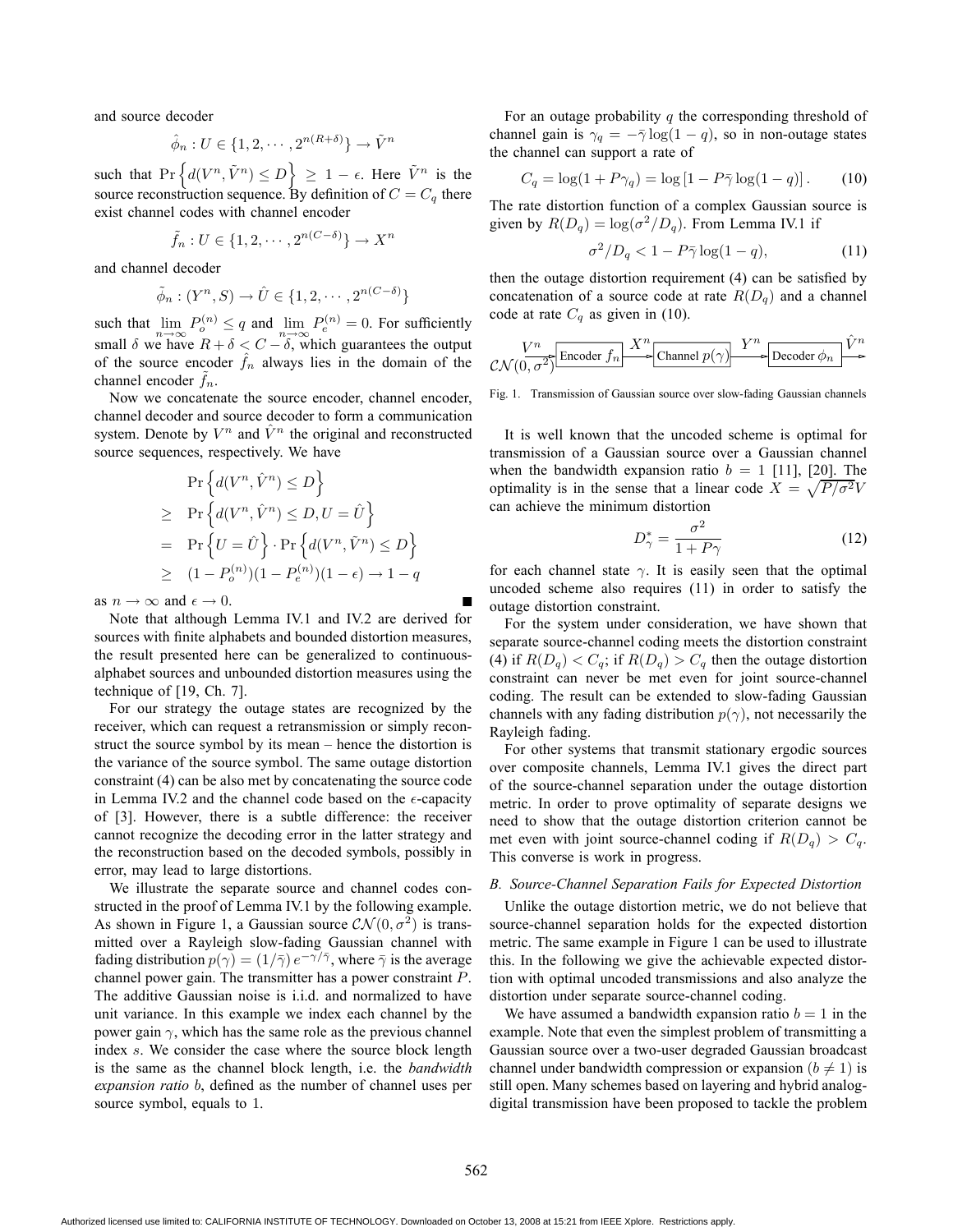and source decoder

$$\hat{\phi}_n : U \in \{1, 2, \cdots, 2^{n(R+\delta)}\} \to \tilde{V}^n$$

such that $\Pr\left\{d(V^n, \tilde{V}^n) \leq D\right\} \geq 1 - \epsilon$. Here $\tilde{V}^n$ is the source reconstruction sequence. By definition of $C = C_q$ there exist channel codes with channel encoder

$$\tilde{f}_n : U \in \{1, 2, \cdots, 2^{n(C-\delta)}\} \to X^n$$

and channel decoder

$$\tilde{\phi}_n : (Y^n, S) \to \hat{U} \in \{1, 2, \cdots, 2^{n(C-\delta)}\}$$

such that $\lim_{n\to\infty} P_o^{(n)} \leq q$ and $\lim_{n\to\infty} P_e^{(n)} = 0$. For sufficiently small $\delta$ we have $R + \delta < C - \delta$, which guarantees the output of the source encoder $\hat{f}_n$ always lies in the domain of the channel encoder $\tilde{f}_n$.

Now we concatenate the source encoder, channel encoder, channel decoder and source decoder to form a communication system. Denote by $V^n$ and $\hat{V}^n$ the original and reconstructed source sequences, respectively. We have

$$\begin{aligned}
& \Pr\left\{d(V^n, \hat{V}^n) \leq D\right\} \\
\geq\ & \Pr\left\{d(V^n, \hat{V}^n) \leq D, U = \hat{U}\right\} \\
=\ & \Pr\left\{U = \hat{U}\right\} \cdot \Pr\left\{d(V^n, \tilde{V}^n) \leq D\right\} \\
\geq\ & (1 - P_o^{(n)})(1 - P_e^{(n)})(1 - \epsilon) \to 1 - q
\end{aligned}$$

as $n \to \infty$ and $\epsilon \to 0$. ■

Note that although Lemma IV.1 and IV.2 are derived for sources with finite alphabets and bounded distortion measures, the result presented here can be generalized to continuous-alphabet sources and unbounded distortion measures using the technique of [19, Ch. 7].

For our strategy the outage states are recognized by the receiver, which can request a retransmission or simply reconstruct the source symbol by its mean – hence the distortion is the variance of the source symbol. The same outage distortion constraint (4) can be also met by concatenating the source code in Lemma IV.2 and the channel code based on the $\epsilon$-capacity of [3]. However, there is a subtle difference: the receiver cannot recognize the decoding error in the latter strategy and the reconstruction based on the decoded symbols, possibly in error, may lead to large distortions.

We illustrate the separate source and channel codes constructed in the proof of Lemma IV.1 by the following example. As shown in Figure 1, a Gaussian source $\mathcal{CN}(0, \sigma^2)$ is transmitted over a Rayleigh slow-fading Gaussian channel with fading distribution $p(\gamma) = (1/\bar{\gamma})\, e^{-\gamma/\bar{\gamma}}$, where $\bar{\gamma}$ is the average channel power gain. The transmitter has a power constraint $P$. The additive Gaussian noise is i.i.d. and normalized to have unit variance. In this example we index each channel by the power gain $\gamma$, which has the same role as the previous channel index $s$. We consider the case where the source block length is the same as the channel block length, i.e. the *bandwidth expansion ratio* $b$, defined as the number of channel uses per source symbol, equals to 1.

For an outage probability $q$ the corresponding threshold of channel gain is $\gamma_q = -\bar{\gamma}\log(1-q)$, so in non-outage states the channel can support a rate of

$$C_q = \log(1 + P\gamma_q) = \log\left[1 - P\bar{\gamma}\log(1-q)\right]. \qquad (10)$$

The rate distortion function of a complex Gaussian source is given by $R(D_q) = \log(\sigma^2/D_q)$. From Lemma IV.1 if

$$\sigma^2/D_q < 1 - P\bar{\gamma}\log(1-q), \qquad (11)$$

then the outage distortion requirement (4) can be satisfied by concatenation of a source code at rate $R(D_q)$ and a channel code at rate $C_q$ as given in (10).

$V^n$ $\mathcal{CN}(0, \sigma^2)$ → Encoder $f_n$ → $X^n$ → Channel $p(\gamma)$ → $Y^n$ → Decoder $\phi_n$ → $\hat{V}^n$

Fig. 1. Transmission of Gaussian source over slow-fading Gaussian channels

It is well known that the uncoded scheme is optimal for transmission of a Gaussian source over a Gaussian channel when the bandwidth expansion ratio $b = 1$ [11], [20]. The optimality is in the sense that a linear code $X = \sqrt{P/\sigma^2}V$ can achieve the minimum distortion

$$D_\gamma^* = \frac{\sigma^2}{1 + P\gamma} \qquad (12)$$

for each channel state $\gamma$. It is easily seen that the optimal uncoded scheme also requires (11) in order to satisfy the outage distortion constraint.

For the system under consideration, we have shown that separate source-channel coding meets the distortion constraint (4) if $R(D_q) < C_q$; if $R(D_q) > C_q$ then the outage distortion constraint can never be met even for joint source-channel coding. The result can be extended to slow-fading Gaussian channels with any fading distribution $p(\gamma)$, not necessarily the Rayleigh fading.

For other systems that transmit stationary ergodic sources over composite channels, Lemma IV.1 gives the direct part of the source-channel separation under the outage distortion metric. In order to prove optimality of separate designs we need to show that the outage distortion criterion cannot be met even with joint source-channel coding if $R(D_q) > C_q$. This converse is work in progress.

### *B. Source-Channel Separation Fails for Expected Distortion*

Unlike the outage distortion metric, we do not believe that source-channel separation holds for the expected distortion metric. The same example in Figure 1 can be used to illustrate this. In the following we give the achievable expected distortion with optimal uncoded transmissions and also analyze the distortion under separate source-channel coding.

We have assumed a bandwidth expansion ratio $b = 1$ in the example. Note that even the simplest problem of transmitting a Gaussian source over a two-user degraded Gaussian broadcast channel under bandwidth compression or expansion ($b \neq 1$) is still open. Many schemes based on layering and hybrid analog-digital transmission have been proposed to tackle the problem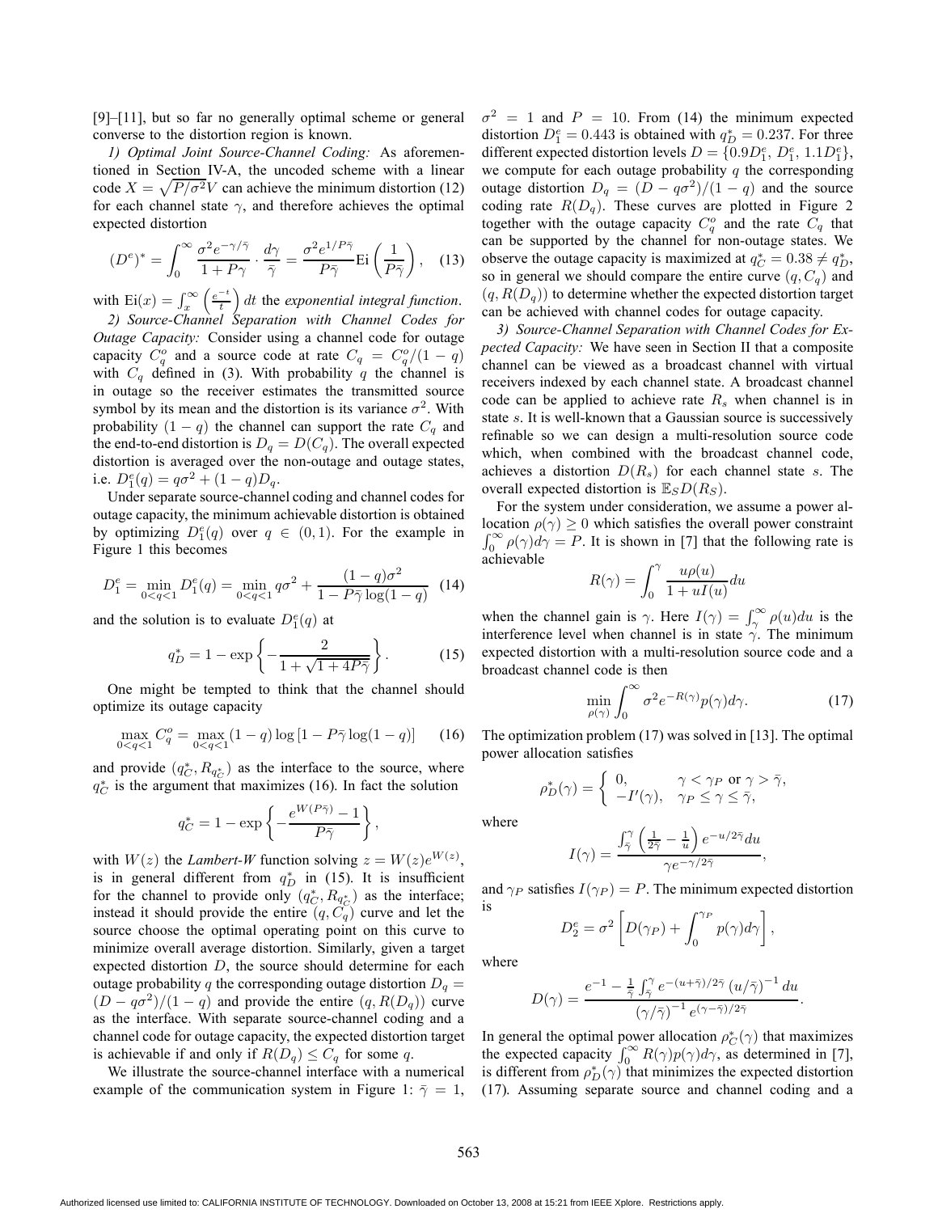[9]–[11], but so far no generally optimal scheme or general converse to the distortion region is known.

*1) Optimal Joint Source-Channel Coding:* As aforementioned in Section IV-A, the uncoded scheme with a linear code $X = \sqrt{P/\sigma^2}V$ can achieve the minimum distortion (12) for each channel state $\gamma$, and therefore achieves the optimal expected distortion

$$(D^e)^* = \int_0^\infty \frac{\sigma^2 e^{-\gamma/\bar{\gamma}}}{1+P\gamma} \cdot \frac{d\gamma}{\bar{\gamma}} = \frac{\sigma^2 e^{1/P\bar{\gamma}}}{P\bar{\gamma}} \mathrm{Ei}\left(\frac{1}{P\bar{\gamma}}\right), \quad (13)$$

with $\mathrm{Ei}(x) = \int_x^\infty \left(\frac{e^{-t}}{t}\right) dt$ the *exponential integral function*.

*2) Source-Channel Separation with Channel Codes for Outage Capacity:* Consider using a channel code for outage capacity $C_q^o$ and a source code at rate $C_q = C_q^o/(1-q)$ with $C_q$ defined in (3). With probability $q$ the channel is in outage so the receiver estimates the transmitted source symbol by its mean and the distortion is its variance $\sigma^2$. With probability $(1-q)$ the channel can support the rate $C_q$ and the end-to-end distortion is $D_q = D(C_q)$. The overall expected distortion is averaged over the non-outage and outage states, i.e. $D_1^e(q) = q\sigma^2 + (1-q)D_q$.

Under separate source-channel coding and channel codes for outage capacity, the minimum achievable distortion is obtained by optimizing $D_1^e(q)$ over $q \in (0,1)$. For the example in Figure 1 this becomes

$$D_1^e = \min_{0<q<1} D_1^e(q) = \min_{0<q<1} q\sigma^2 + \frac{(1-q)\sigma^2}{1 - P\bar{\gamma}\log(1-q)} \quad (14)$$

and the solution is to evaluate $D_1^e(q)$ at

$$q_D^* = 1 - \exp\left\{-\frac{2}{1+\sqrt{1+4P\bar{\gamma}}}\right\}. \quad (15)$$

One might be tempted to think that the channel should optimize its outage capacity

$$\max_{0<q<1} C_q^o = \max_{0<q<1} (1-q)\log\left[1 - P\bar{\gamma}\log(1-q)\right] \quad (16)$$

and provide $(q_C^*, R_{q_C^*})$ as the interface to the source, where $q_C^*$ is the argument that maximizes (16). In fact the solution

$$q_C^* = 1 - \exp\left\{-\frac{e^{W(P\bar{\gamma})} - 1}{P\bar{\gamma}}\right\},$$

with $W(z)$ the *Lambert-W* function solving $z = W(z)e^{W(z)}$, is in general different from $q_D^*$ in (15). It is insufficient for the channel to provide only $(q_C^*, R_{q_C^*})$ as the interface; instead it should provide the entire $(q, C_q)$ curve and let the source choose the optimal operating point on this curve to minimize overall average distortion. Similarly, given a target expected distortion $D$, the source should determine for each outage probability $q$ the corresponding outage distortion $D_q = (D - q\sigma^2)/(1-q)$ and provide the entire $(q, R(D_q))$ curve as the interface. With separate source-channel coding and a channel code for outage capacity, the expected distortion target is achievable if and only if $R(D_q) \leq C_q$ for some $q$.

We illustrate the source-channel interface with a numerical example of the communication system in Figure 1: $\bar{\gamma} = 1$, $\sigma^2 = 1$ and $P = 10$. From (14) the minimum expected distortion $D_1^e = 0.443$ is obtained with $q_D^* = 0.237$. For three different expected distortion levels $D = \{0.9D_1^e,\ D_1^e,\ 1.1D_1^e\}$, we compute for each outage probability $q$ the corresponding outage distortion $D_q = (D - q\sigma^2)/(1-q)$ and the source coding rate $R(D_q)$. These curves are plotted in Figure 2 together with the outage capacity $C_q^o$ and the rate $C_q$ that can be supported by the channel for non-outage states. We observe the outage capacity is maximized at $q_C^* = 0.38 \neq q_D^*$, so in general we should compare the entire curve $(q, C_q)$ and $(q, R(D_q))$ to determine whether the expected distortion target can be achieved with channel codes for outage capacity.

*3) Source-Channel Separation with Channel Codes for Expected Capacity:* We have seen in Section II that a composite channel can be viewed as a broadcast channel with virtual receivers indexed by each channel state. A broadcast channel code can be applied to achieve rate $R_s$ when channel is in state $s$. It is well-known that a Gaussian source is successively refinable so we can design a multi-resolution source code which, when combined with the broadcast channel code, achieves a distortion $D(R_s)$ for each channel state $s$. The overall expected distortion is $\mathbb{E}_S D(R_S)$.

For the system under consideration, we assume a power allocation $\rho(\gamma) \geq 0$ which satisfies the overall power constraint $\int_0^\infty \rho(\gamma)d\gamma = P$. It is shown in [7] that the following rate is achievable

$$R(\gamma) = \int_0^\gamma \frac{u\rho(u)}{1 + uI(u)} du$$

when the channel gain is $\gamma$. Here $I(\gamma) = \int_\gamma^\infty \rho(u)du$ is the interference level when channel is in state $\gamma$. The minimum expected distortion with a multi-resolution source code and a broadcast channel code is then

$$\min_{\rho(\gamma)} \int_0^\infty \sigma^2 e^{-R(\gamma)} p(\gamma)d\gamma. \quad (17)$$

The optimization problem (17) was solved in [13]. The optimal power allocation satisfies

$$\rho_D^*(\gamma) = \begin{cases} 0, & \gamma < \gamma_P \text{ or } \gamma > \bar{\gamma}, \\ -I'(\gamma), & \gamma_P \leq \gamma \leq \bar{\gamma}, \end{cases}$$

where

$$I(\gamma) = \frac{\int_{\bar{\gamma}}^\gamma \left(\frac{1}{2\bar{\gamma}} - \frac{1}{u}\right) e^{-u/2\bar{\gamma}} du}{\gamma e^{-\gamma/2\bar{\gamma}}},$$

and $\gamma_P$ satisfies $I(\gamma_P) = P$. The minimum expected distortion is

$$D_2^e = \sigma^2 \left[D(\gamma_P) + \int_0^{\gamma_P} p(\gamma)d\gamma\right],$$

where

$$D(\gamma) = \frac{e^{-1} - \frac{1}{\bar{\gamma}} \int_{\bar{\gamma}}^\gamma e^{-(u+\bar{\gamma})/2\bar{\gamma}} \left(u/\bar{\gamma}\right)^{-1} du}{\left(\gamma/\bar{\gamma}\right)^{-1} e^{(\gamma-\bar{\gamma})/2\bar{\gamma}}}.$$

In general the optimal power allocation $\rho_C^*(\gamma)$ that maximizes the expected capacity $\int_0^\infty R(\gamma)p(\gamma)d\gamma$, as determined in [7], is different from $\rho_D^*(\gamma)$ that minimizes the expected distortion (17). Assuming separate source and channel coding and a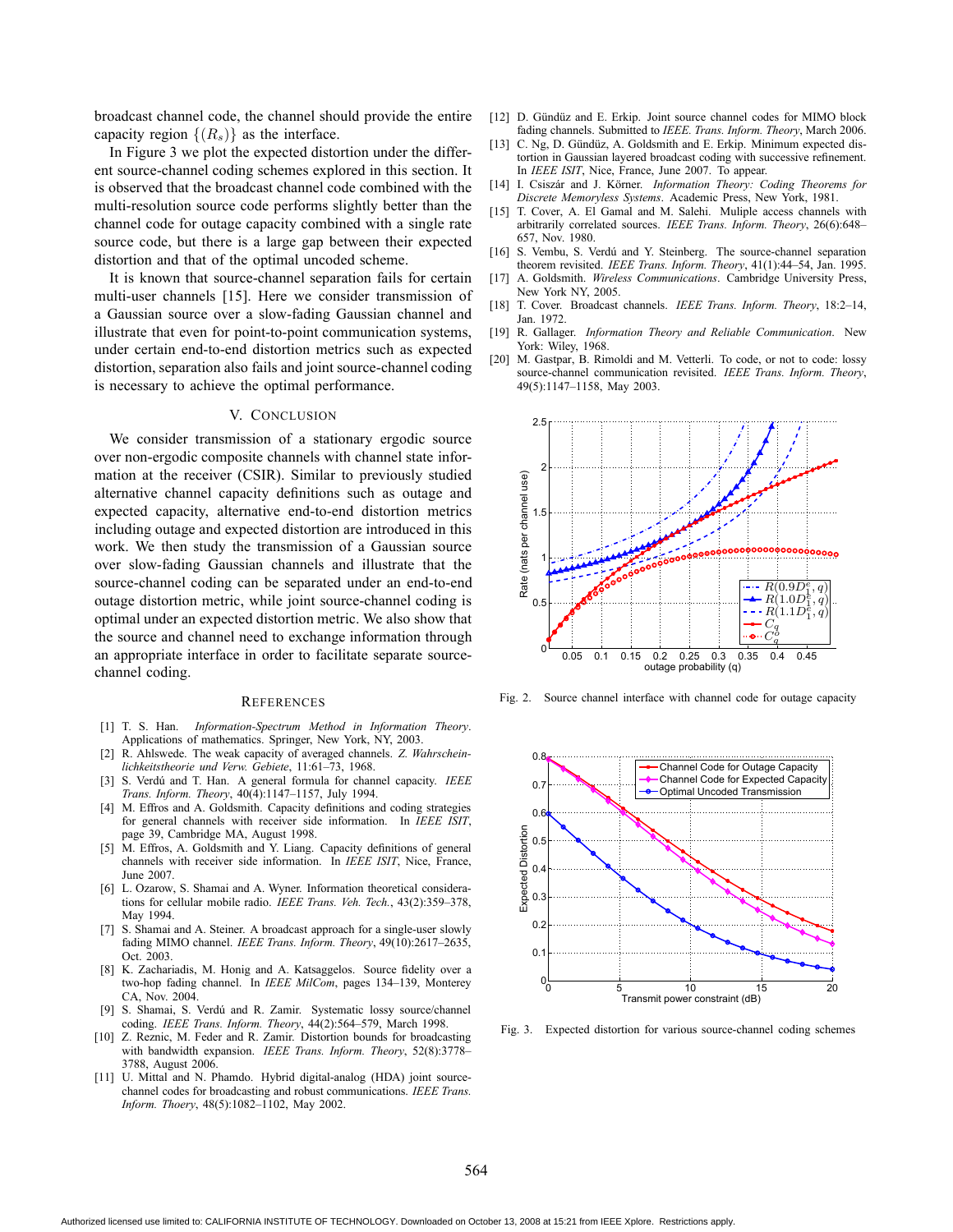broadcast channel code, the channel should provide the entire capacity region $\{(R_s)\}$ as the interface.

In Figure 3 we plot the expected distortion under the different source-channel coding schemes explored in this section. It is observed that the broadcast channel code combined with the multi-resolution source code performs slightly better than the channel code for outage capacity combined with a single rate source code, but there is a large gap between their expected distortion and that of the optimal uncoded scheme.

It is known that source-channel separation fails for certain multi-user channels [15]. Here we consider transmission of a Gaussian source over a slow-fading Gaussian channel and illustrate that even for point-to-point communication systems, under certain end-to-end distortion metrics such as expected distortion, separation also fails and joint source-channel coding is necessary to achieve the optimal performance.

## V. Conclusion

We consider transmission of a stationary ergodic source over non-ergodic composite channels with channel state information at the receiver (CSIR). Similar to previously studied alternative channel capacity definitions such as outage and expected capacity, alternative end-to-end distortion metrics including outage and expected distortion are introduced in this work. We then study the transmission of a Gaussian source over slow-fading Gaussian channels and illustrate that the source-channel coding can be separated under an end-to-end outage distortion metric, while joint source-channel coding is optimal under an expected distortion metric. We also show that the source and channel need to exchange information through an appropriate interface in order to facilitate separate source-channel coding.

## References

[1] T. S. Han. *Information-Spectrum Method in Information Theory*. Applications of mathematics. Springer, New York, NY, 2003.

[2] R. Ahlswede. The weak capacity of averaged channels. *Z. Wahrscheinlichkeitstheorie und Verw. Gebiete*, 11:61–73, 1968.

[3] S. Verdú and T. Han. A general formula for channel capacity. *IEEE Trans. Inform. Theory*, 40(4):1147–1157, July 1994.

[4] M. Effros and A. Goldsmith. Capacity definitions and coding strategies for general channels with receiver side information. In *IEEE ISIT*, page 39, Cambridge MA, August 1998.

[5] M. Effros, A. Goldsmith and Y. Liang. Capacity definitions of general channels with receiver side information. In *IEEE ISIT*, Nice, France, June 2007.

[6] L. Ozarow, S. Shamai and A. Wyner. Information theoretical considerations for cellular mobile radio. *IEEE Trans. Veh. Tech.*, 43(2):359–378, May 1994.

[7] S. Shamai and A. Steiner. A broadcast approach for a single-user slowly fading MIMO channel. *IEEE Trans. Inform. Theory*, 49(10):2617–2635, Oct. 2003.

[8] K. Zachariadis, M. Honig and A. Katsaggelos. Source fidelity over a two-hop fading channel. In *IEEE MilCom*, pages 134–139, Monterey CA, Nov. 2004.

[9] S. Shamai, S. Verdú and R. Zamir. Systematic lossy source/channel coding. *IEEE Trans. Inform. Theory*, 44(2):564–579, March 1998.

[10] Z. Reznic, M. Feder and R. Zamir. Distortion bounds for broadcasting with bandwidth expansion. *IEEE Trans. Inform. Theory*, 52(8):3778–3788, August 2006.

[11] U. Mittal and N. Phamdo. Hybrid digital-analog (HDA) joint source-channel codes for broadcasting and robust communications. *IEEE Trans. Inform. Theory*, 48(5):1082–1102, May 2002.

[12] D. Gündüz and E. Erkip. Joint source channel codes for MIMO block fading channels. Submitted to *IEEE. Trans. Inform. Theory*, March 2006.

[13] C. Ng, D. Gündüz, A. Goldsmith and E. Erkip. Minimum expected distortion in Gaussian layered broadcast coding with successive refinement. In *IEEE ISIT*, Nice, France, June 2007. To appear.

[14] I. Csiszár and J. Körner. *Information Theory: Coding Theorems for Discrete Memoryless Systems*. Academic Press, New York, 1981.

[15] T. Cover, A. El Gamal and M. Salehi. Muliple access channels with arbitrarily correlated sources. *IEEE Trans. Inform. Theory*, 26(6):648–657, Nov. 1980.

[16] S. Vembu, S. Verdú and Y. Steinberg. The source-channel separation theorem revisited. *IEEE Trans. Inform. Theory*, 41(1):44–54, Jan. 1995.

[17] A. Goldsmith. *Wireless Communications*. Cambridge University Press, New York NY, 2005.

[18] T. Cover. Broadcast channels. *IEEE Trans. Inform. Theory*, 18:2–14, Jan. 1972.

[19] R. Gallager. *Information Theory and Reliable Communication*. New York: Wiley, 1968.

[20] M. Gastpar, B. Rimoldi and M. Vetterli. To code, or not to code: lossy source-channel communication revisited. *IEEE Trans. Inform. Theory*, 49(5):1147–1158, May 2003.

Rate (nats per channel use)
outage probability (q)
0, 0.5, 1, 1.5, 2, 2.5
0.05, 0.1, 0.15, 0.2, 0.25, 0.3, 0.35, 0.4, 0.45
$R(0.9D_1^e, q)$
$R(1.0D_1^e, q)$
$R(1.1D_1^e, q)$
$C_q$
$C_q^o$

Fig. 2. Source channel interface with channel code for outage capacity

Expected Distortion
Transmit power constraint (dB)
0, 0.1, 0.2, 0.3, 0.4, 0.5, 0.6, 0.7, 0.8
0, 5, 10, 15, 20
Channel Code for Outage Capacity
Channel Code for Expected Capacity
Optimal Uncoded Transmission

Fig. 3. Expected distortion for various source-channel coding schemes